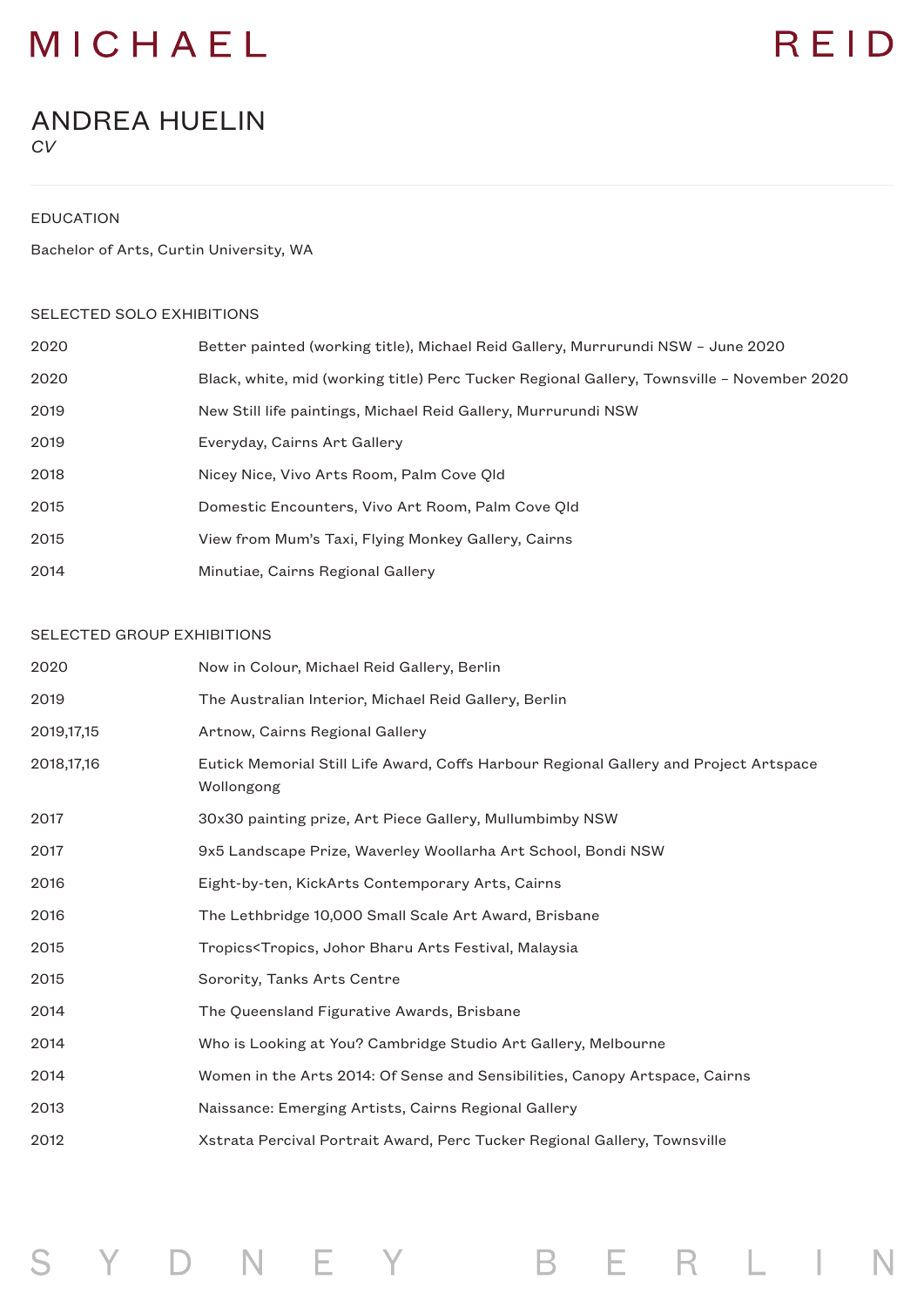# ANDREA HUELIN

*CV*

## EDUCATION

Bachelor of Arts, Curtin University, WA

## SELECTED SOLO EXHIBITIONS

| | |
|---|---|
| 2020 | Better painted (working title), Michael Reid Gallery, Murrurundi NSW – June 2020 |
| 2020 | Black, white, mid (working title) Perc Tucker Regional Gallery, Townsville – November 2020 |
| 2019 | New Still life paintings, Michael Reid Gallery, Murrurundi NSW |
| 2019 | Everyday, Cairns Art Gallery |
| 2018 | Nicey Nice, Vivo Arts Room, Palm Cove Qld |
| 2015 | Domestic Encounters, Vivo Art Room, Palm Cove Qld |
| 2015 | View from Mum's Taxi, Flying Monkey Gallery, Cairns |
| 2014 | Minutiae, Cairns Regional Gallery |

## SELECTED GROUP EXHIBITIONS

| | |
|---|---|
| 2020 | Now in Colour, Michael Reid Gallery, Berlin |
| 2019 | The Australian Interior, Michael Reid Gallery, Berlin |
| 2019,17,15 | Artnow, Cairns Regional Gallery |
| 2018,17,16 | Eutick Memorial Still Life Award, Coffs Harbour Regional Gallery and Project Artspace Wollongong |
| 2017 | 30x30 painting prize, Art Piece Gallery, Mullumbimby NSW |
| 2017 | 9x5 Landscape Prize, Waverley Woollarha Art School, Bondi NSW |
| 2016 | Eight-by-ten, KickArts Contemporary Arts, Cairns |
| 2016 | The Lethbridge 10,000 Small Scale Art Award, Brisbane |
| 2015 | Tropics<Tropics, Johor Bharu Arts Festival, Malaysia |
| 2015 | Sorority, Tanks Arts Centre |
| 2014 | The Queensland Figurative Awards, Brisbane |
| 2014 | Who is Looking at You? Cambridge Studio Art Gallery, Melbourne |
| 2014 | Women in the Arts 2014: Of Sense and Sensibilities, Canopy Artspace, Cairns |
| 2013 | Naissance: Emerging Artists, Cairns Regional Gallery |
| 2012 | Xstrata Percival Portrait Award, Perc Tucker Regional Gallery, Townsville |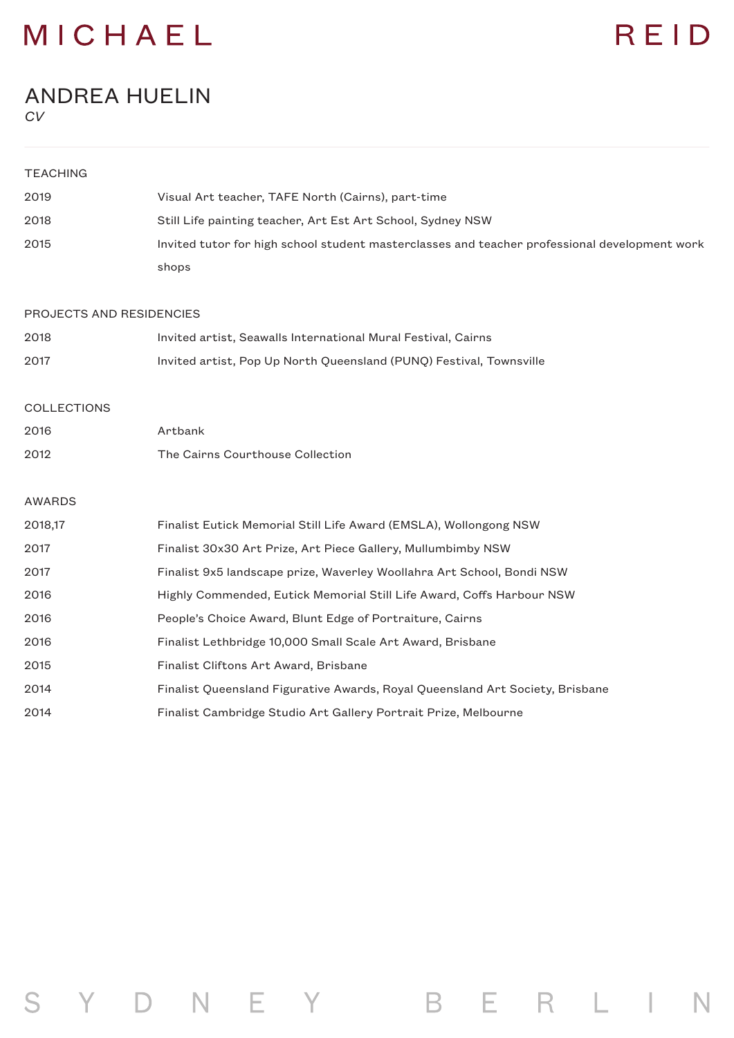# ANDREA HUELIN

*CV*

## TEACHING

| | |
|---|---|
| 2019 | Visual Art teacher, TAFE North (Cairns), part-time |
| 2018 | Still Life painting teacher, Art Est Art School, Sydney NSW |
| 2015 | Invited tutor for high school student masterclasses and teacher professional development work shops |

## PROJECTS AND RESIDENCIES

| | |
|---|---|
| 2018 | Invited artist, Seawalls International Mural Festival, Cairns |
| 2017 | Invited artist, Pop Up North Queensland (PUNQ) Festival, Townsville |

## COLLECTIONS

| | |
|---|---|
| 2016 | Artbank |
| 2012 | The Cairns Courthouse Collection |

## AWARDS

| | |
|---|---|
| 2018,17 | Finalist Eutick Memorial Still Life Award (EMSLA), Wollongong NSW |
| 2017 | Finalist 30x30 Art Prize, Art Piece Gallery, Mullumbimby NSW |
| 2017 | Finalist 9x5 landscape prize, Waverley Woollahra Art School, Bondi NSW |
| 2016 | Highly Commended, Eutick Memorial Still Life Award, Coffs Harbour NSW |
| 2016 | People's Choice Award, Blunt Edge of Portraiture, Cairns |
| 2016 | Finalist Lethbridge 10,000 Small Scale Art Award, Brisbane |
| 2015 | Finalist Cliftons Art Award, Brisbane |
| 2014 | Finalist Queensland Figurative Awards, Royal Queensland Art Society, Brisbane |
| 2014 | Finalist Cambridge Studio Art Gallery Portrait Prize, Melbourne |